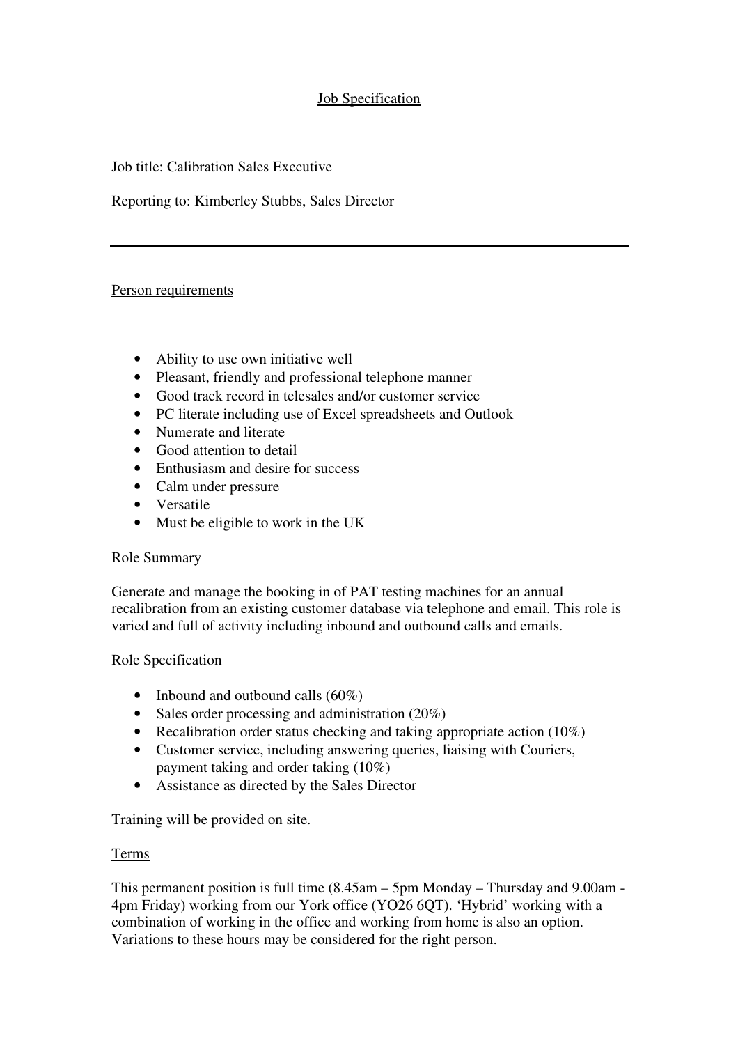# Job Specification

Job title: Calibration Sales Executive

Reporting to: Kimberley Stubbs, Sales Director

---

## Person requirements

- Ability to use own initiative well
- Pleasant, friendly and professional telephone manner
- Good track record in telesales and/or customer service
- PC literate including use of Excel spreadsheets and Outlook
- Numerate and literate
- Good attention to detail
- Enthusiasm and desire for success
- Calm under pressure
- Versatile
- Must be eligible to work in the UK

## Role Summary

Generate and manage the booking in of PAT testing machines for an annual recalibration from an existing customer database via telephone and email. This role is varied and full of activity including inbound and outbound calls and emails.

## Role Specification

- Inbound and outbound calls (60%)
- Sales order processing and administration (20%)
- Recalibration order status checking and taking appropriate action (10%)
- Customer service, including answering queries, liaising with Couriers, payment taking and order taking (10%)
- Assistance as directed by the Sales Director

Training will be provided on site.

## Terms

This permanent position is full time (8.45am – 5pm Monday – Thursday and 9.00am - 4pm Friday) working from our York office (YO26 6QT). 'Hybrid' working with a combination of working in the office and working from home is also an option. Variations to these hours may be considered for the right person.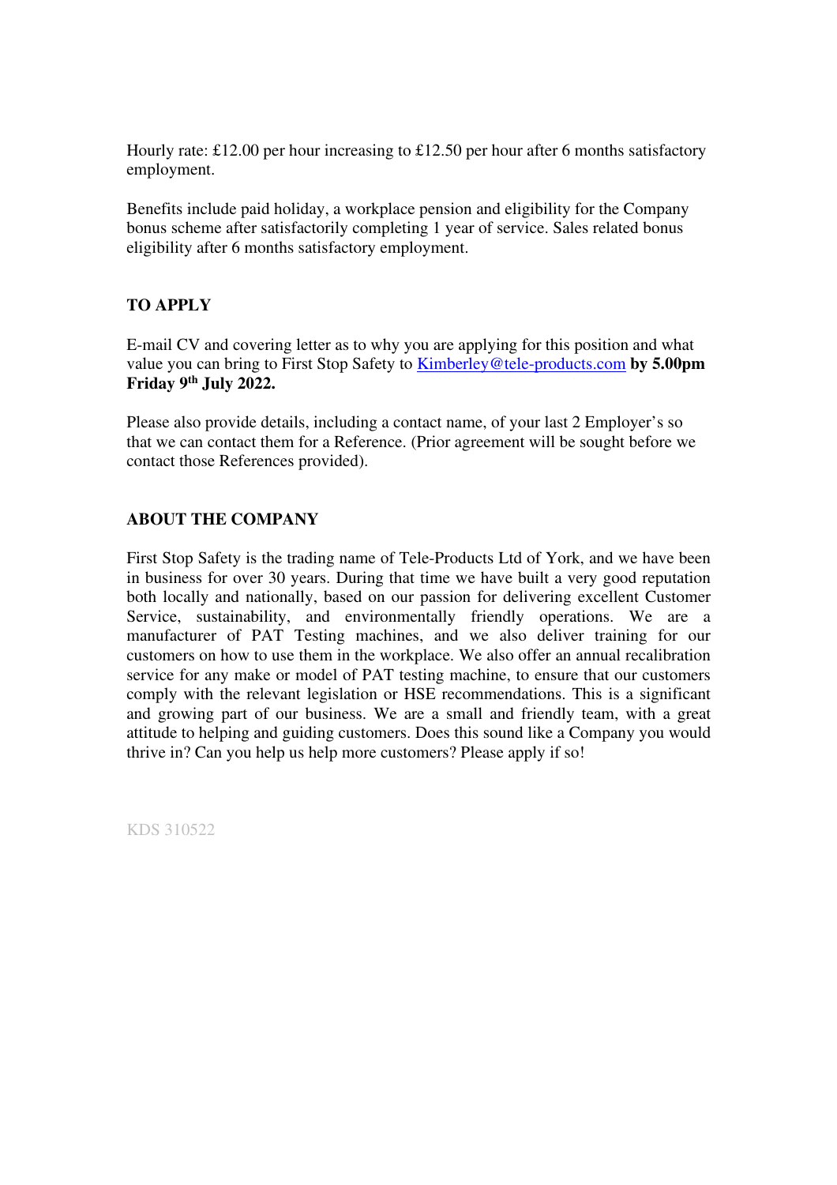Hourly rate: £12.00 per hour increasing to £12.50 per hour after 6 months satisfactory employment.

Benefits include paid holiday, a workplace pension and eligibility for the Company bonus scheme after satisfactorily completing 1 year of service. Sales related bonus eligibility after 6 months satisfactory employment.

**TO APPLY**

E-mail CV and covering letter as to why you are applying for this position and what value you can bring to First Stop Safety to Kimberley@tele-products.com **by 5.00pm Friday 9th July 2022.**

Please also provide details, including a contact name, of your last 2 Employer's so that we can contact them for a Reference. (Prior agreement will be sought before we contact those References provided).

**ABOUT THE COMPANY**

First Stop Safety is the trading name of Tele-Products Ltd of York, and we have been in business for over 30 years. During that time we have built a very good reputation both locally and nationally, based on our passion for delivering excellent Customer Service, sustainability, and environmentally friendly operations. We are a manufacturer of PAT Testing machines, and we also deliver training for our customers on how to use them in the workplace. We also offer an annual recalibration service for any make or model of PAT testing machine, to ensure that our customers comply with the relevant legislation or HSE recommendations. This is a significant and growing part of our business. We are a small and friendly team, with a great attitude to helping and guiding customers. Does this sound like a Company you would thrive in? Can you help us help more customers? Please apply if so!

KDS 310522